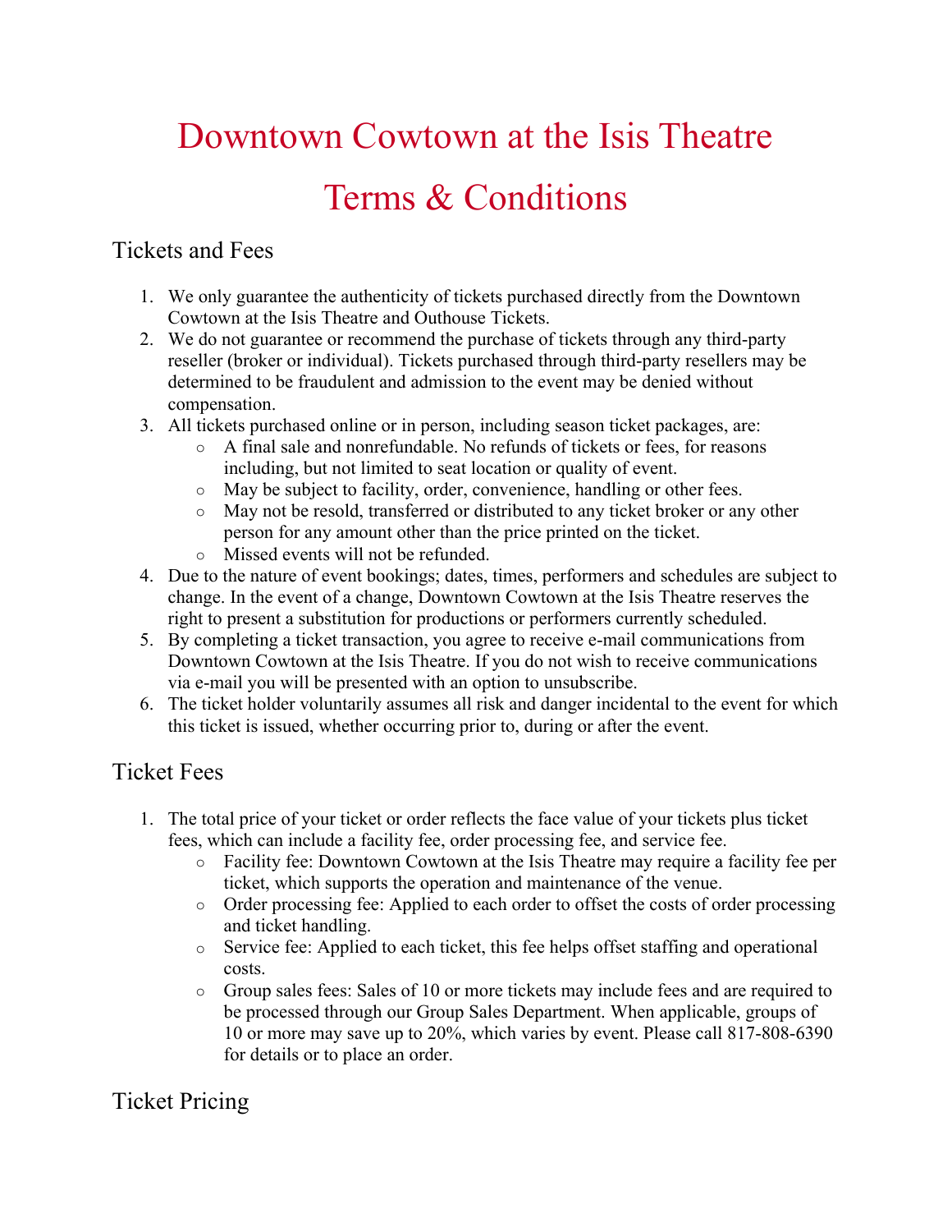# Downtown Cowtown at the Isis Theatre

# Terms & Conditions

## Tickets and Fees

1. We only guarantee the authenticity of tickets purchased directly from the Downtown Cowtown at the Isis Theatre and Outhouse Tickets.
2. We do not guarantee or recommend the purchase of tickets through any third-party reseller (broker or individual). Tickets purchased through third-party resellers may be determined to be fraudulent and admission to the event may be denied without compensation.
3. All tickets purchased online or in person, including season ticket packages, are:
    - A final sale and nonrefundable. No refunds of tickets or fees, for reasons including, but not limited to seat location or quality of event.
    - May be subject to facility, order, convenience, handling or other fees.
    - May not be resold, transferred or distributed to any ticket broker or any other person for any amount other than the price printed on the ticket.
    - Missed events will not be refunded.
4. Due to the nature of event bookings; dates, times, performers and schedules are subject to change. In the event of a change, Downtown Cowtown at the Isis Theatre reserves the right to present a substitution for productions or performers currently scheduled.
5. By completing a ticket transaction, you agree to receive e-mail communications from Downtown Cowtown at the Isis Theatre. If you do not wish to receive communications via e-mail you will be presented with an option to unsubscribe.
6. The ticket holder voluntarily assumes all risk and danger incidental to the event for which this ticket is issued, whether occurring prior to, during or after the event.

## Ticket Fees

1. The total price of your ticket or order reflects the face value of your tickets plus ticket fees, which can include a facility fee, order processing fee, and service fee.
    - Facility fee: Downtown Cowtown at the Isis Theatre may require a facility fee per ticket, which supports the operation and maintenance of the venue.
    - Order processing fee: Applied to each order to offset the costs of order processing and ticket handling.
    - Service fee: Applied to each ticket, this fee helps offset staffing and operational costs.
    - Group sales fees: Sales of 10 or more tickets may include fees and are required to be processed through our Group Sales Department. When applicable, groups of 10 or more may save up to 20%, which varies by event. Please call 817-808-6390 for details or to place an order.

## Ticket Pricing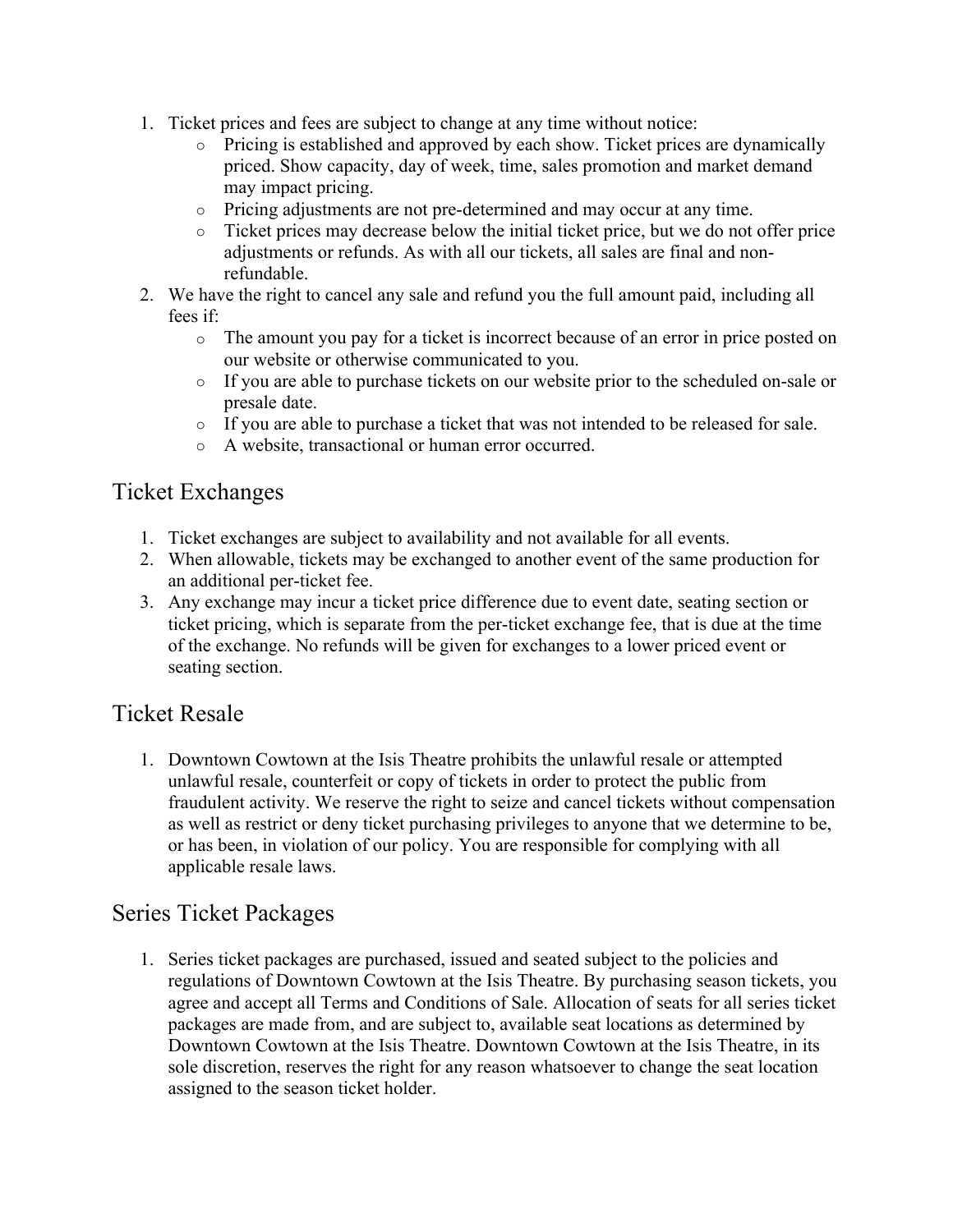1. Ticket prices and fees are subject to change at any time without notice:
    - Pricing is established and approved by each show. Ticket prices are dynamically priced. Show capacity, day of week, time, sales promotion and market demand may impact pricing.
    - Pricing adjustments are not pre-determined and may occur at any time.
    - Ticket prices may decrease below the initial ticket price, but we do not offer price adjustments or refunds. As with all our tickets, all sales are final and non-refundable.
2. We have the right to cancel any sale and refund you the full amount paid, including all fees if:
    - The amount you pay for a ticket is incorrect because of an error in price posted on our website or otherwise communicated to you.
    - If you are able to purchase tickets on our website prior to the scheduled on-sale or presale date.
    - If you are able to purchase a ticket that was not intended to be released for sale.
    - A website, transactional or human error occurred.

## Ticket Exchanges

1. Ticket exchanges are subject to availability and not available for all events.
2. When allowable, tickets may be exchanged to another event of the same production for an additional per-ticket fee.
3. Any exchange may incur a ticket price difference due to event date, seating section or ticket pricing, which is separate from the per-ticket exchange fee, that is due at the time of the exchange. No refunds will be given for exchanges to a lower priced event or seating section.

## Ticket Resale

1. Downtown Cowtown at the Isis Theatre prohibits the unlawful resale or attempted unlawful resale, counterfeit or copy of tickets in order to protect the public from fraudulent activity. We reserve the right to seize and cancel tickets without compensation as well as restrict or deny ticket purchasing privileges to anyone that we determine to be, or has been, in violation of our policy. You are responsible for complying with all applicable resale laws.

## Series Ticket Packages

1. Series ticket packages are purchased, issued and seated subject to the policies and regulations of Downtown Cowtown at the Isis Theatre. By purchasing season tickets, you agree and accept all Terms and Conditions of Sale. Allocation of seats for all series ticket packages are made from, and are subject to, available seat locations as determined by Downtown Cowtown at the Isis Theatre. Downtown Cowtown at the Isis Theatre, in its sole discretion, reserves the right for any reason whatsoever to change the seat location assigned to the season ticket holder.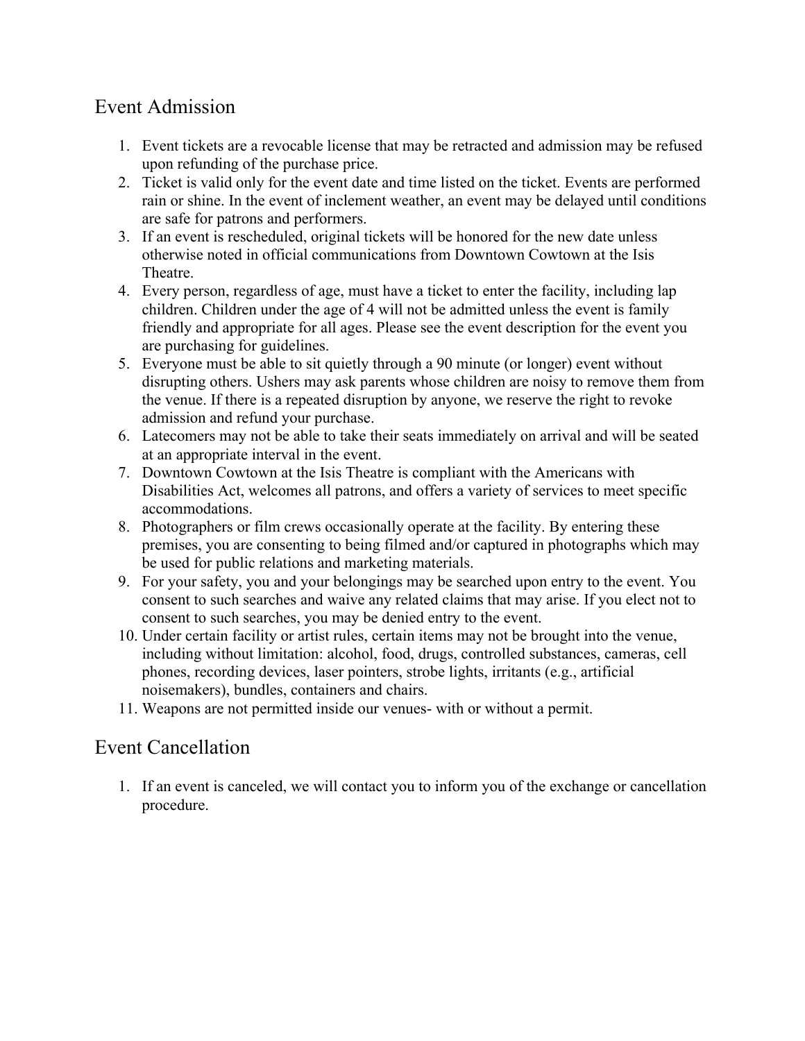## Event Admission

1. Event tickets are a revocable license that may be retracted and admission may be refused upon refunding of the purchase price.
2. Ticket is valid only for the event date and time listed on the ticket. Events are performed rain or shine. In the event of inclement weather, an event may be delayed until conditions are safe for patrons and performers.
3. If an event is rescheduled, original tickets will be honored for the new date unless otherwise noted in official communications from Downtown Cowtown at the Isis Theatre.
4. Every person, regardless of age, must have a ticket to enter the facility, including lap children. Children under the age of 4 will not be admitted unless the event is family friendly and appropriate for all ages. Please see the event description for the event you are purchasing for guidelines.
5. Everyone must be able to sit quietly through a 90 minute (or longer) event without disrupting others. Ushers may ask parents whose children are noisy to remove them from the venue. If there is a repeated disruption by anyone, we reserve the right to revoke admission and refund your purchase.
6. Latecomers may not be able to take their seats immediately on arrival and will be seated at an appropriate interval in the event.
7. Downtown Cowtown at the Isis Theatre is compliant with the Americans with Disabilities Act, welcomes all patrons, and offers a variety of services to meet specific accommodations.
8. Photographers or film crews occasionally operate at the facility. By entering these premises, you are consenting to being filmed and/or captured in photographs which may be used for public relations and marketing materials.
9. For your safety, you and your belongings may be searched upon entry to the event. You consent to such searches and waive any related claims that may arise. If you elect not to consent to such searches, you may be denied entry to the event.
10. Under certain facility or artist rules, certain items may not be brought into the venue, including without limitation: alcohol, food, drugs, controlled substances, cameras, cell phones, recording devices, laser pointers, strobe lights, irritants (e.g., artificial noisemakers), bundles, containers and chairs.
11. Weapons are not permitted inside our venues- with or without a permit.

## Event Cancellation

1. If an event is canceled, we will contact you to inform you of the exchange or cancellation procedure.